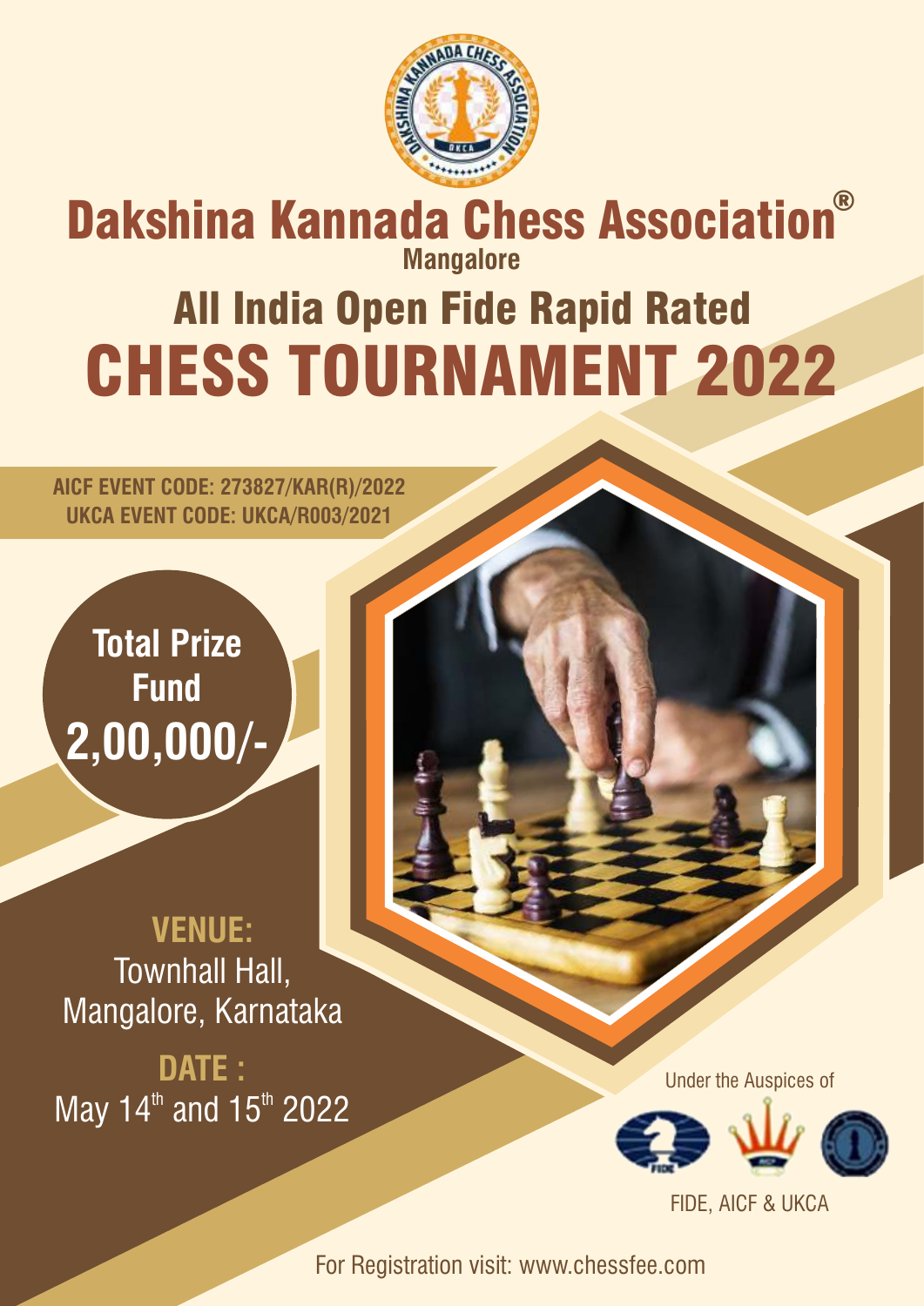# Dakshina Kannada Chess Association®

**Mangalore**

## All India Open Fide Rapid Rated

# CHESS TOURNAMENT 2022

**AICF EVENT CODE: 273827/KAR(R)/2022**
**UKCA EVENT CODE: UKCA/R003/2021**

**Total Prize Fund**
**2,00,000/-**

**VENUE:**
Townhall Hall,
Mangalore, Karnataka

**DATE :**
May 14th and 15th 2022

Under the Auspices of

FIDE, AICF & UKCA

For Registration visit: www.chessfee.com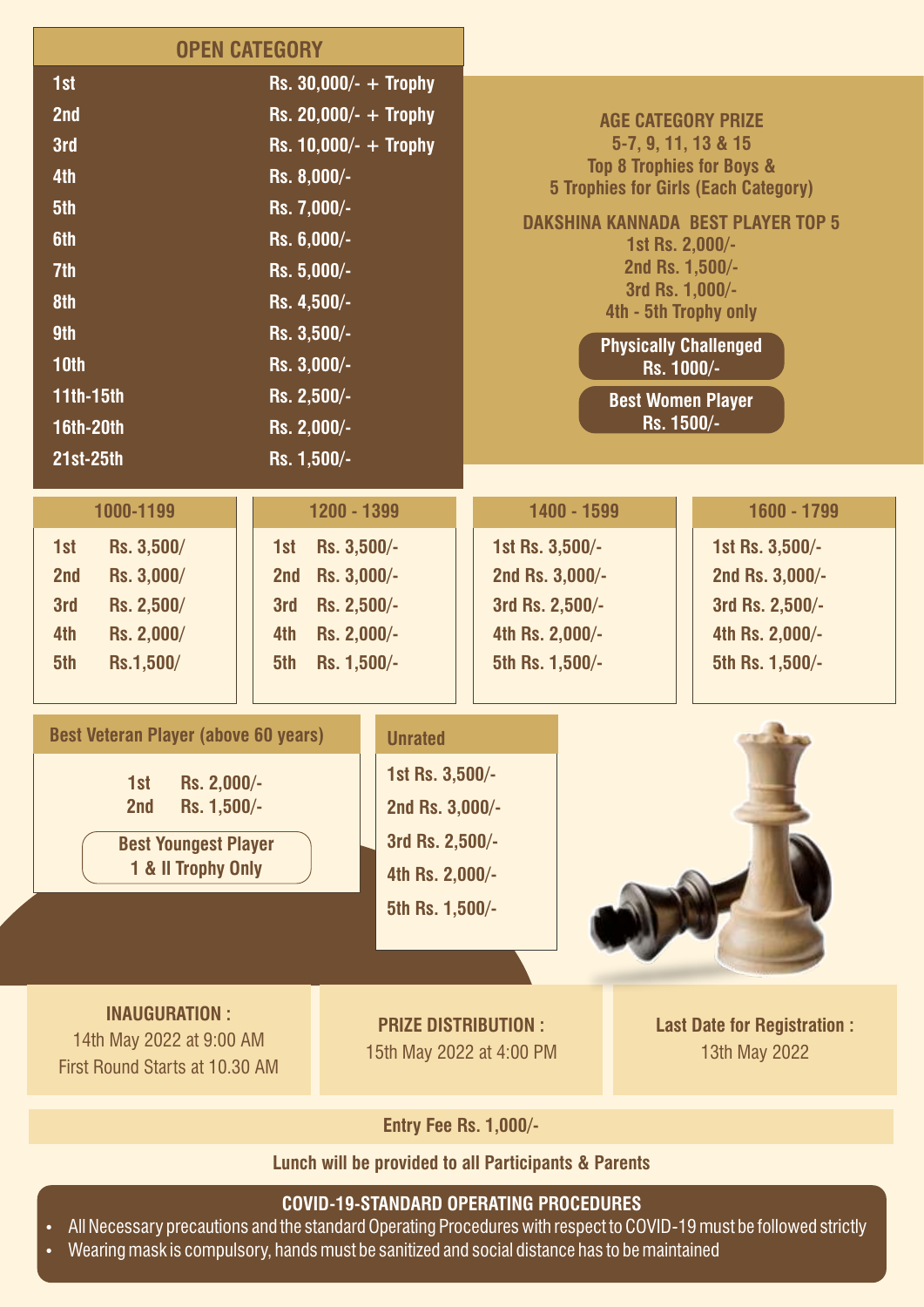## OPEN CATEGORY

| Rank | Prize |
|---|---|
| 1st | Rs. 30,000/- + Trophy |
| 2nd | Rs. 20,000/- + Trophy |
| 3rd | Rs. 10,000/- + Trophy |
| 4th | Rs. 8,000/- |
| 5th | Rs. 7,000/- |
| 6th | Rs. 6,000/- |
| 7th | Rs. 5,000/- |
| 8th | Rs. 4,500/- |
| 9th | Rs. 3,500/- |
| 10th | Rs. 3,000/- |
| 11th-15th | Rs. 2,500/- |
| 16th-20th | Rs. 2,000/- |
| 21st-25th | Rs. 1,500/- |

**AGE CATEGORY PRIZE**
**5-7, 9, 11, 13 & 15**
**Top 8 Trophies for Boys &**
**5 Trophies for Girls (Each Category)**

**DAKSHINA KANNADA BEST PLAYER TOP 5**
1st Rs. 2,000/-
2nd Rs. 1,500/-
3rd Rs. 1,000/-
4th - 5th Trophy only

**Physically Challenged**
Rs. 1000/-

**Best Women Player**
Rs. 1500/-

| Rank | 1000-1199 | 1200 - 1399 | 1400 - 1599 | 1600 - 1799 |
|---|---|---|---|---|
| 1st | Rs. 3,500/ | Rs. 3,500/- | Rs. 3,500/- | Rs. 3,500/- |
| 2nd | Rs. 3,000/ | Rs. 3,000/- | Rs. 3,000/- | Rs. 3,000/- |
| 3rd | Rs. 2,500/ | Rs. 2,500/- | Rs. 2,500/- | Rs. 2,500/- |
| 4th | Rs. 2,000/ | Rs. 2,000/- | Rs. 2,000/- | Rs. 2,000/- |
| 5th | Rs.1,500/ | Rs. 1,500/- | Rs. 1,500/- | Rs. 1,500/- |

**Best Veteran Player (above 60 years)**

1st Rs. 2,000/-
2nd Rs. 1,500/-

**Best Youngest Player**
1 & II Trophy Only

**Unrated**

1st Rs. 3,500/-
2nd Rs. 3,000/-
3rd Rs. 2,500/-
4th Rs. 2,000/-
5th Rs. 1,500/-

**INAUGURATION :**
14th May 2022 at 9:00 AM
First Round Starts at 10.30 AM

**PRIZE DISTRIBUTION :**
15th May 2022 at 4:00 PM

**Last Date for Registration :**
13th May 2022

**Entry Fee Rs. 1,000/-**

**Lunch will be provided to all Participants & Parents**

### COVID-19-STANDARD OPERATING PROCEDURES

- All Necessary precautions and the standard Operating Procedures with respect to COVID-19 must be followed strictly
- Wearing mask is compulsory, hands must be sanitized and social distance has to be maintained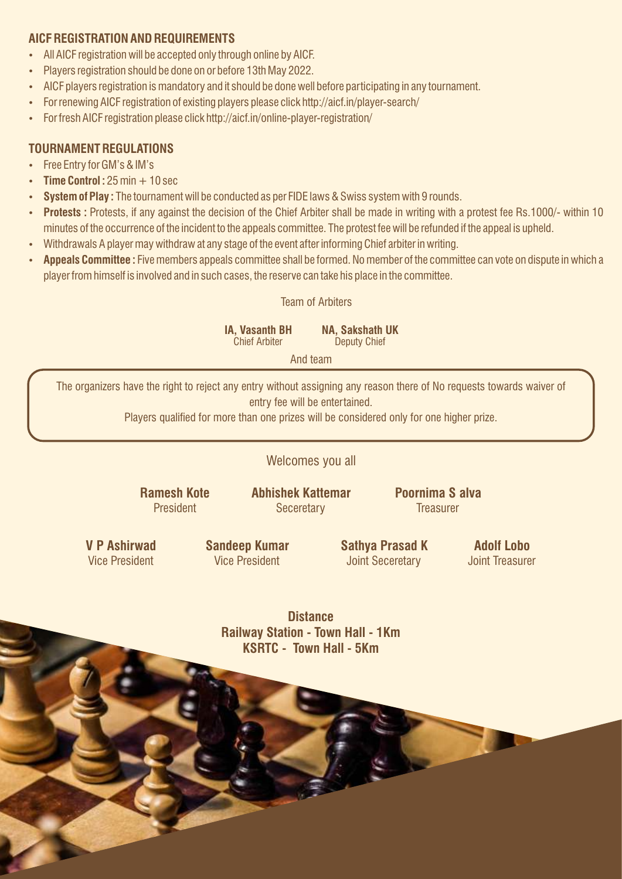## AICF REGISTRATION AND REQUIREMENTS

- All AICF registration will be accepted only through online by AICF.
- Players registration should be done on or before 13th May 2022.
- AICF players registration is mandatory and it should be done well before participating in any tournament.
- For renewing AICF registration of existing players please click http://aicf.in/player-search/
- For fresh AICF registration please click http://aicf.in/online-player-registration/

## TOURNAMENT REGULATIONS

- Free Entry for GM's & IM's
- **Time Control :** 25 min + 10 sec
- **System of Play :** The tournament will be conducted as per FIDE laws & Swiss system with 9 rounds.
- **Protests :** Protests, if any against the decision of the Chief Arbiter shall be made in writing with a protest fee Rs.1000/- within 10 minutes of the occurrence of the incident to the appeals committee. The protest fee will be refunded if the appeal is upheld.
- Withdrawals A player may withdraw at any stage of the event after informing Chief arbiter in writing.
- **Appeals Committee :** Five members appeals committee shall be formed. No member of the committee can vote on dispute in which a player from himself is involved and in such cases, the reserve can take his place in the committee.

Team of Arbiters

**IA, Vasanth BH**
Chief Arbiter

**NA, Sakshath UK**
Deputy Chief

And team

The organizers have the right to reject any entry without assigning any reason there of No requests towards waiver of entry fee will be entertained.

Players qualified for more than one prizes will be considered only for one higher prize.

Welcomes you all

**Ramesh Kote**
President

**Abhishek Kattemar**
Seceretary

**Poornima S alva**
Treasurer

**V P Ashirwad**
Vice President

**Sandeep Kumar**
Vice President

**Sathya Prasad K**
Joint Seceretary

**Adolf Lobo**
Joint Treasurer

**Distance**
**Railway Station - Town Hall - 1Km**
**KSRTC - Town Hall - 5Km**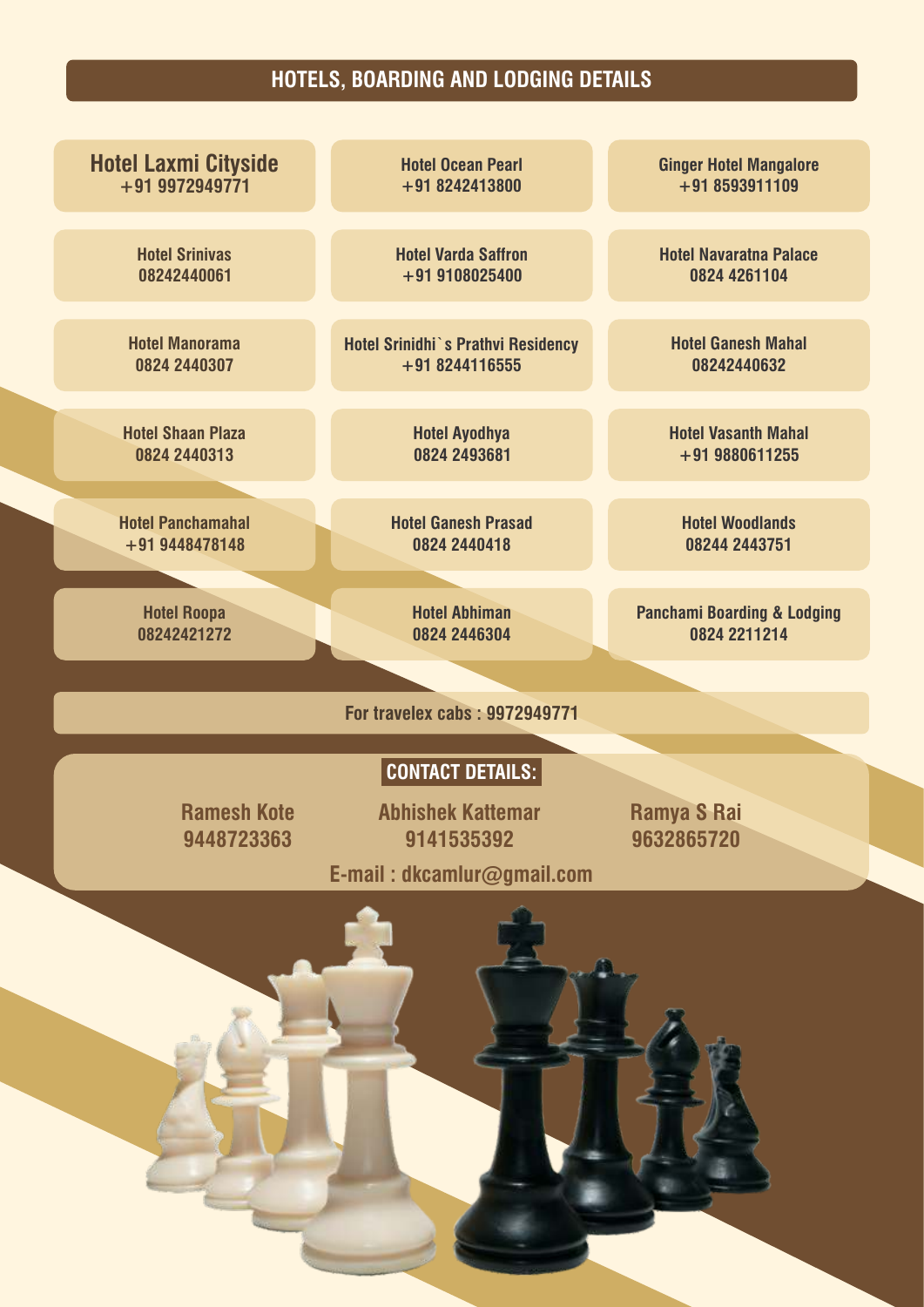## HOTELS, BOARDING AND LODGING DETAILS

| | | |
|---|---|---|
| **Hotel Laxmi Cityside**<br>+91 9972949771 | **Hotel Ocean Pearl**<br>+91 8242413800 | **Ginger Hotel Mangalore**<br>+91 8593911109 |
| **Hotel Srinivas**<br>08242440061 | **Hotel Varda Saffron**<br>+91 9108025400 | **Hotel Navaratna Palace**<br>0824 4261104 |
| **Hotel Manorama**<br>0824 2440307 | **Hotel Srinidhi`s Prathvi Residency**<br>+91 8244116555 | **Hotel Ganesh Mahal**<br>08242440632 |
| **Hotel Shaan Plaza**<br>0824 2440313 | **Hotel Ayodhya**<br>0824 2493681 | **Hotel Vasanth Mahal**<br>+91 9880611255 |
| **Hotel Panchamahal**<br>+91 9448478148 | **Hotel Ganesh Prasad**<br>0824 2440418 | **Hotel Woodlands**<br>08244 2443751 |
| **Hotel Roopa**<br>08242421272 | **Hotel Abhiman**<br>0824 2446304 | **Panchami Boarding & Lodging**<br>0824 2211214 |

**For travelex cabs : 9972949771**

### CONTACT DETAILS:

**Ramesh Kote**
9448723363

**Abhishek Kattemar**
9141535392

**Ramya S Rai**
9632865720

**E-mail : dkcamlur@gmail.com**